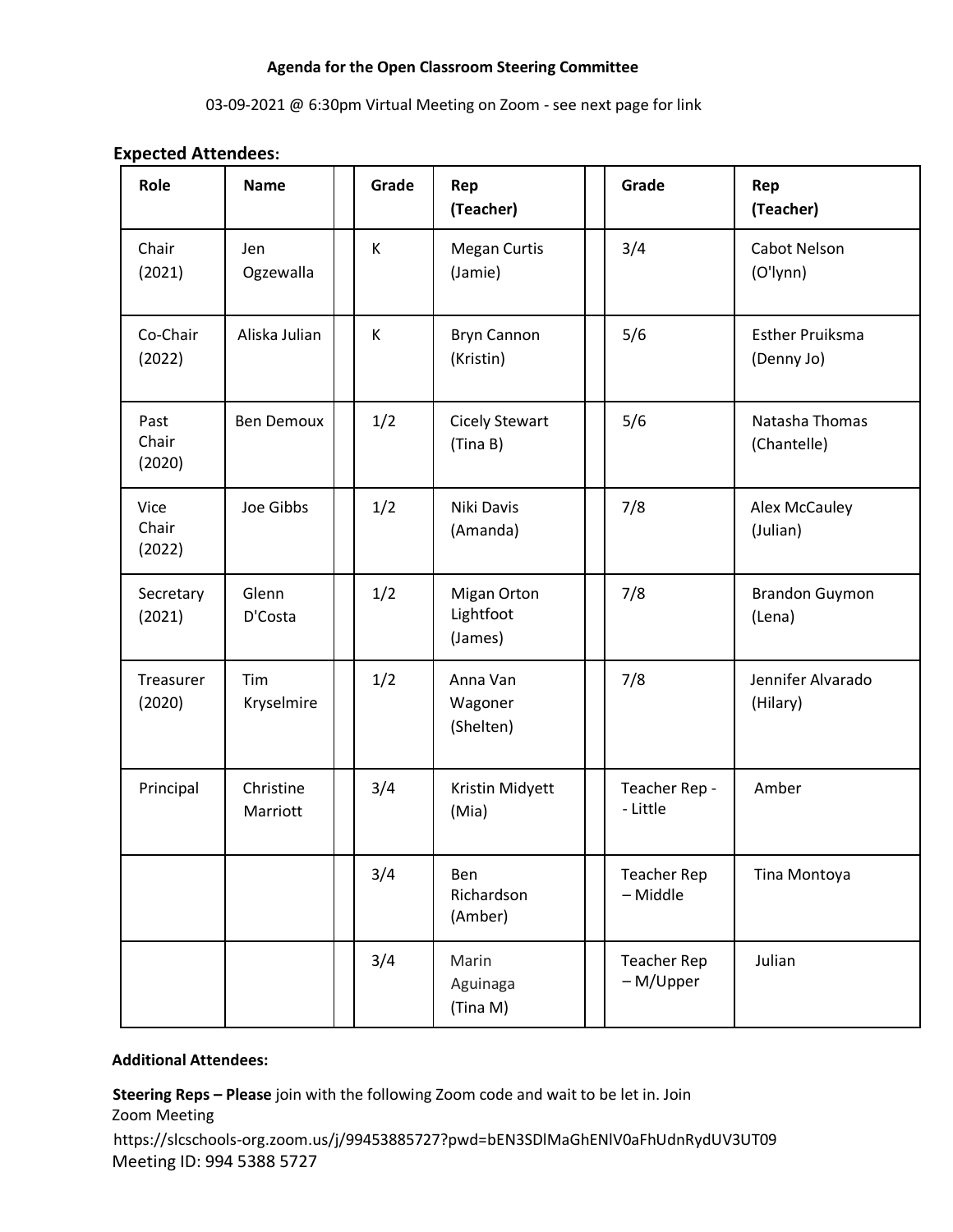**Agenda for the Open Classroom Steering Committee**

03-09-2021 @ 6:30pm Virtual Meeting on Zoom - see next page for link

**Expected Attendees:**

| Role | Name | | Grade | Rep (Teacher) | | Grade | Rep (Teacher) |
|---|---|---|---|---|---|---|---|
| Chair (2021) | Jen Ogzewalla | | K | Megan Curtis (Jamie) | | 3/4 | Cabot Nelson (O'lynn) |
| Co-Chair (2022) | Aliska Julian | | K | Bryn Cannon (Kristin) | | 5/6 | Esther Pruiksma (Denny Jo) |
| Past Chair (2020) | Ben Demoux | | 1/2 | Cicely Stewart (Tina B) | | 5/6 | Natasha Thomas (Chantelle) |
| Vice Chair (2022) | Joe Gibbs | | 1/2 | Niki Davis (Amanda) | | 7/8 | Alex McCauley (Julian) |
| Secretary (2021) | Glenn D'Costa | | 1/2 | Migan Orton Lightfoot (James) | | 7/8 | Brandon Guymon (Lena) |
| Treasurer (2020) | Tim Kryselmire | | 1/2 | Anna Van Wagoner (Shelten) | | 7/8 | Jennifer Alvarado (Hilary) |
| Principal | Christine Marriott | | 3/4 | Kristin Midyett (Mia) | | Teacher Rep - - Little | Amber |
| | | | 3/4 | Ben Richardson (Amber) | | Teacher Rep – Middle | Tina Montoya |
| | | | 3/4 | Marin Aguinaga (Tina M) | | Teacher Rep – M/Upper | Julian |

**Additional Attendees:**

**Steering Reps – Please** join with the following Zoom code and wait to be let in. Join Zoom Meeting

https://slcschools-org.zoom.us/j/99453885727?pwd=bEN3SDlMaGhENlV0aFhUdnRydUV3UT09

Meeting ID: 994 5388 5727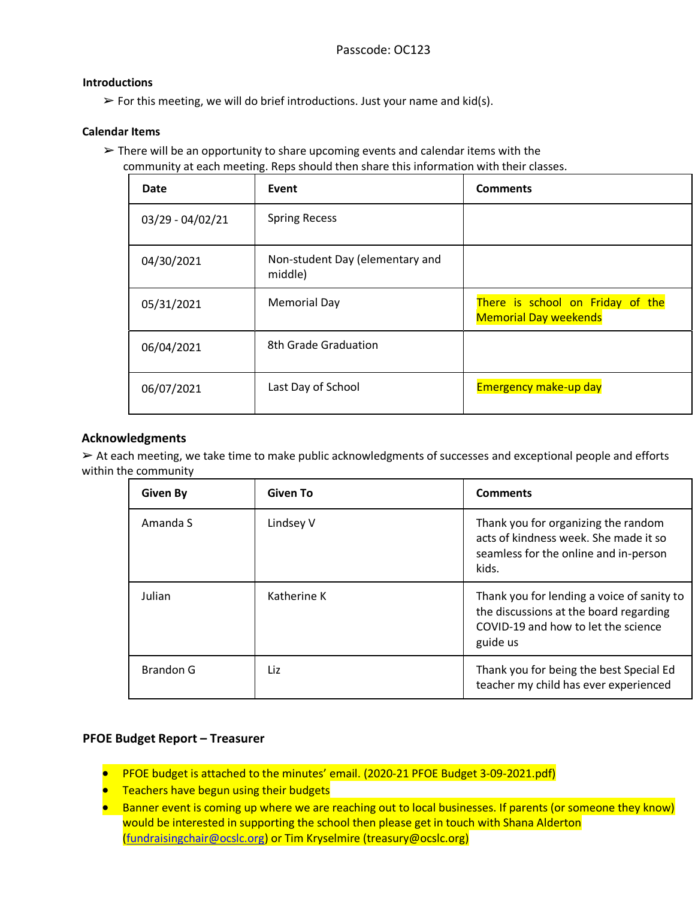Passcode: OC123

**Introductions**

➢ For this meeting, we will do brief introductions. Just your name and kid(s).

**Calendar Items**

➢ There will be an opportunity to share upcoming events and calendar items with the community at each meeting. Reps should then share this information with their classes.

| Date | Event | Comments |
|---|---|---|
| 03/29 - 04/02/21 | Spring Recess | |
| 04/30/2021 | Non-student Day (elementary and middle) | |
| 05/31/2021 | Memorial Day | There is school on Friday of the Memorial Day weekends |
| 06/04/2021 | 8th Grade Graduation | |
| 06/07/2021 | Last Day of School | Emergency make-up day |

**Acknowledgments**

➢ At each meeting, we take time to make public acknowledgments of successes and exceptional people and efforts within the community

| Given By | Given To | Comments |
|---|---|---|
| Amanda S | Lindsey V | Thank you for organizing the random acts of kindness week. She made it so seamless for the online and in-person kids. |
| Julian | Katherine K | Thank you for lending a voice of sanity to the discussions at the board regarding COVID-19 and how to let the science guide us |
| Brandon G | Liz | Thank you for being the best Special Ed teacher my child has ever experienced |

**PFOE Budget Report – Treasurer**

- PFOE budget is attached to the minutes' email. (2020-21 PFOE Budget 3-09-2021.pdf)
- Teachers have begun using their budgets
- Banner event is coming up where we are reaching out to local businesses. If parents (or someone they know) would be interested in supporting the school then please get in touch with Shana Alderton (fundraisingchair@ocslc.org) or Tim Kryselmire (treasury@ocslc.org)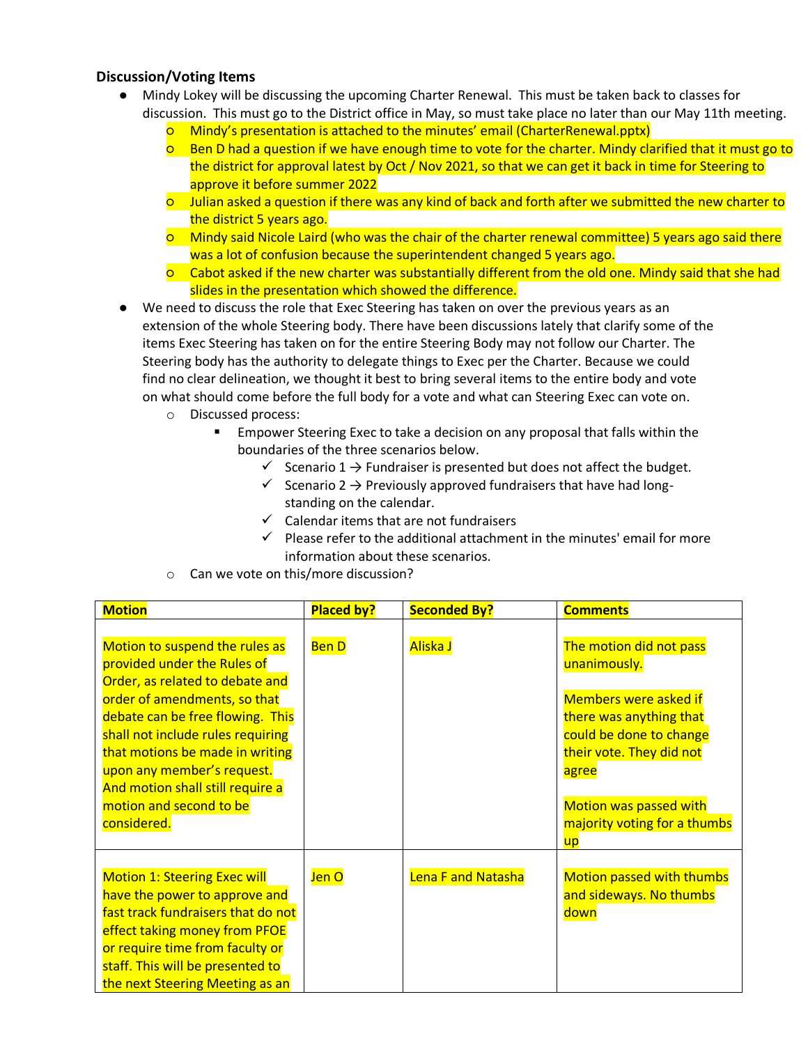### Discussion/Voting Items

- Mindy Lokey will be discussing the upcoming Charter Renewal. This must be taken back to classes for discussion. This must go to the District office in May, so must take place no later than our May 11th meeting.
    - Mindy's presentation is attached to the minutes' email (CharterRenewal.pptx)
    - Ben D had a question if we have enough time to vote for the charter. Mindy clarified that it must go to the district for approval latest by Oct / Nov 2021, so that we can get it back in time for Steering to approve it before summer 2022
    - Julian asked a question if there was any kind of back and forth after we submitted the new charter to the district 5 years ago.
    - Mindy said Nicole Laird (who was the chair of the charter renewal committee) 5 years ago said there was a lot of confusion because the superintendent changed 5 years ago.
    - Cabot asked if the new charter was substantially different from the old one. Mindy said that she had slides in the presentation which showed the difference.
- We need to discuss the role that Exec Steering has taken on over the previous years as an extension of the whole Steering body. There have been discussions lately that clarify some of the items Exec Steering has taken on for the entire Steering Body may not follow our Charter. The Steering body has the authority to delegate things to Exec per the Charter. Because we could find no clear delineation, we thought it best to bring several items to the entire body and vote on what should come before the full body for a vote and what can Steering Exec can vote on.
    - Discussed process:
        - Empower Steering Exec to take a decision on any proposal that falls within the boundaries of the three scenarios below.
            - ✓ Scenario 1 → Fundraiser is presented but does not affect the budget.
            - ✓ Scenario 2 → Previously approved fundraisers that have had long-standing on the calendar.
            - ✓ Calendar items that are not fundraisers
            - ✓ Please refer to the additional attachment in the minutes' email for more information about these scenarios.
    - Can we vote on this/more discussion?

| Motion | Placed by? | Seconded By? | Comments |
|---|---|---|---|
| Motion to suspend the rules as provided under the Rules of Order, as related to debate and order of amendments, so that debate can be free flowing. This shall not include rules requiring that motions be made in writing upon any member's request. And motion shall still require a motion and second to be considered. | Ben D | Aliska J | The motion did not pass unanimously.<br><br>Members were asked if there was anything that could be done to change their vote. They did not agree<br><br>Motion was passed with majority voting for a thumbs up |
| Motion 1: Steering Exec will have the power to approve and fast track fundraisers that do not effect taking money from PFOE or require time from faculty or staff. This will be presented to the next Steering Meeting as an | Jen O | Lena F and Natasha | Motion passed with thumbs and sideways. No thumbs down |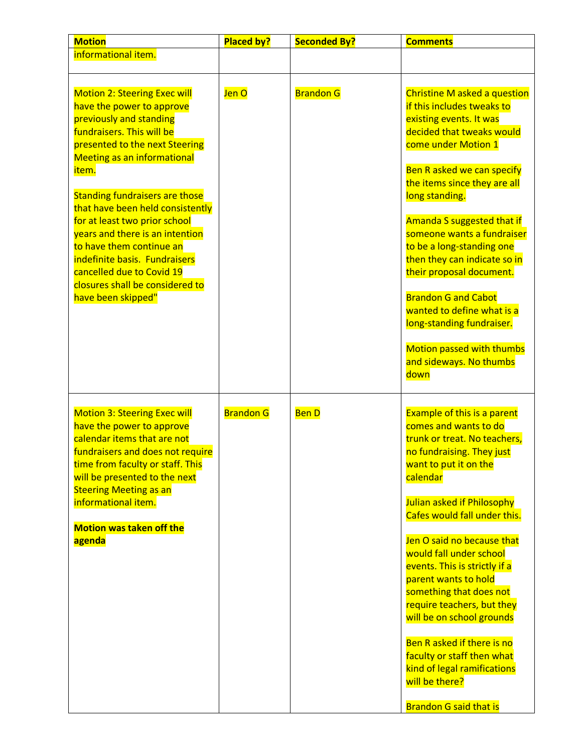| Motion | Placed by? | Seconded By? | Comments |
| --- | --- | --- | --- |
| informational item. | | | |
| Motion 2: Steering Exec will have the power to approve previously and standing fundraisers. This will be presented to the next Steering Meeting as an informational item.<br><br>Standing fundraisers are those that have been held consistently for at least two prior school years and there is an intention to have them continue an indefinite basis. Fundraisers cancelled due to Covid 19 closures shall be considered to have been skipped" | Jen O | Brandon G | Christine M asked a question if this includes tweaks to existing events. It was decided that tweaks would come under Motion 1<br><br>Ben R asked we can specify the items since they are all long standing.<br><br>Amanda S suggested that if someone wants a fundraiser to be a long-standing one then they can indicate so in their proposal document.<br><br>Brandon G and Cabot wanted to define what is a long-standing fundraiser.<br><br>Motion passed with thumbs and sideways. No thumbs down |
| Motion 3: Steering Exec will have the power to approve calendar items that are not fundraisers and does not require time from faculty or staff. This will be presented to the next Steering Meeting as an informational item.<br><br>**Motion was taken off the agenda** | Brandon G | Ben D | Example of this is a parent comes and wants to do trunk or treat. No teachers, no fundraising. They just want to put it on the calendar<br><br>Julian asked if Philosophy Cafes would fall under this.<br><br>Jen O said no because that would fall under school events. This is strictly if a parent wants to hold something that does not require teachers, but they will be on school grounds<br><br>Ben R asked if there is no faculty or staff then what kind of legal ramifications will be there?<br><br>Brandon G said that is |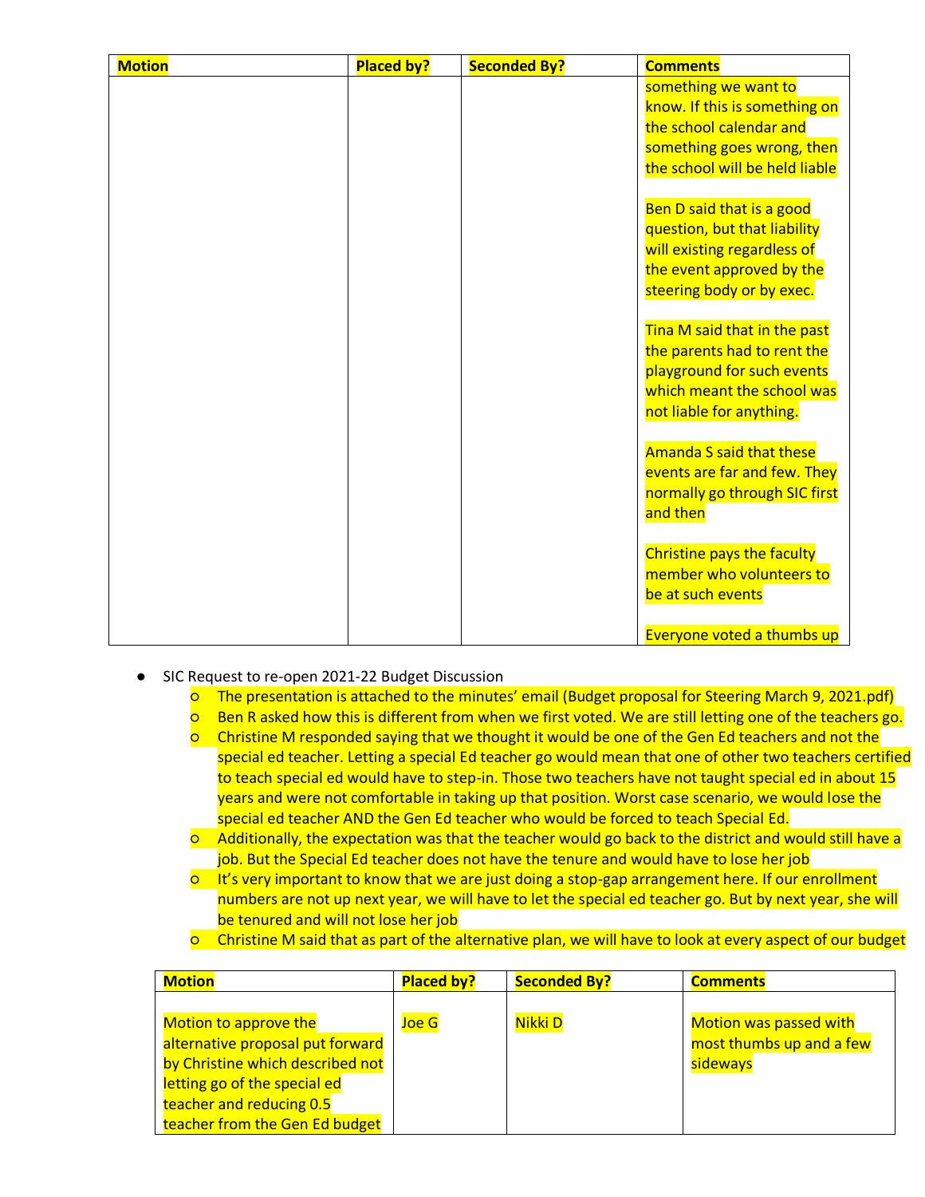| Motion | Placed by? | Seconded By? | Comments |
| --- | --- | --- | --- |
| | | | something we want to know. If this is something on the school calendar and something goes wrong, then the school will be held liable<br><br>Ben D said that is a good question, but that liability will existing regardless of the event approved by the steering body or by exec.<br><br>Tina M said that in the past the parents had to rent the playground for such events which meant the school was not liable for anything.<br><br>Amanda S said that these events are far and few. They normally go through SIC first and then<br><br>Christine pays the faculty member who volunteers to be at such events<br><br>Everyone voted a thumbs up |

- SIC Request to re-open 2021-22 Budget Discussion
  - The presentation is attached to the minutes' email (Budget proposal for Steering March 9, 2021.pdf)
  - Ben R asked how this is different from when we first voted. We are still letting one of the teachers go.
  - Christine M responded saying that we thought it would be one of the Gen Ed teachers and not the special ed teacher. Letting a special Ed teacher go would mean that one of other two teachers certified to teach special ed would have to step-in. Those two teachers have not taught special ed in about 15 years and were not comfortable in taking up that position. Worst case scenario, we would lose the special ed teacher AND the Gen Ed teacher who would be forced to teach Special Ed.
  - Additionally, the expectation was that the teacher would go back to the district and would still have a job. But the Special Ed teacher does not have the tenure and would have to lose her job
  - It's very important to know that we are just doing a stop-gap arrangement here. If our enrollment numbers are not up next year, we will have to let the special ed teacher go. But by next year, she will be tenured and will not lose her job
  - Christine M said that as part of the alternative plan, we will have to look at every aspect of our budget

| Motion | Placed by? | Seconded By? | Comments |
| --- | --- | --- | --- |
| Motion to approve the alternative proposal put forward by Christine which described not letting go of the special ed teacher and reducing 0.5 teacher from the Gen Ed budget | Joe G | Nikki D | Motion was passed with most thumbs up and a few sideways |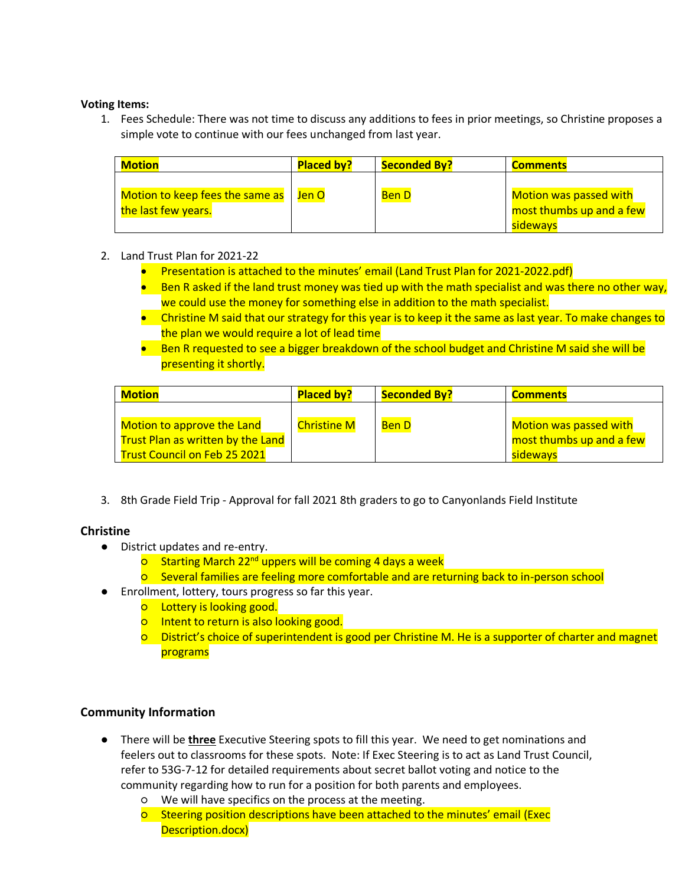**Voting Items:**

1. Fees Schedule: There was not time to discuss any additions to fees in prior meetings, so Christine proposes a simple vote to continue with our fees unchanged from last year.

| Motion | Placed by? | Seconded By? | Comments |
|---|---|---|---|
| Motion to keep fees the same as the last few years. | Jen O | Ben D | Motion was passed with most thumbs up and a few sideways |

2. Land Trust Plan for 2021-22
    - Presentation is attached to the minutes' email (Land Trust Plan for 2021-2022.pdf)
    - Ben R asked if the land trust money was tied up with the math specialist and was there no other way, we could use the money for something else in addition to the math specialist.
    - Christine M said that our strategy for this year is to keep it the same as last year. To make changes to the plan we would require a lot of lead time
    - Ben R requested to see a bigger breakdown of the school budget and Christine M said she will be presenting it shortly.

| Motion | Placed by? | Seconded By? | Comments |
|---|---|---|---|
| Motion to approve the Land Trust Plan as written by the Land Trust Council on Feb 25 2021 | Christine M | Ben D | Motion was passed with most thumbs up and a few sideways |

3. 8th Grade Field Trip - Approval for fall 2021 8th graders to go to Canyonlands Field Institute

### Christine

- District updates and re-entry.
    - Starting March 22nd uppers will be coming 4 days a week
    - Several families are feeling more comfortable and are returning back to in-person school
- Enrollment, lottery, tours progress so far this year.
    - Lottery is looking good.
    - Intent to return is also looking good.
    - District's choice of superintendent is good per Christine M. He is a supporter of charter and magnet programs

### Community Information

- There will be **three** Executive Steering spots to fill this year. We need to get nominations and feelers out to classrooms for these spots. Note: If Exec Steering is to act as Land Trust Council, refer to 53G-7-12 for detailed requirements about secret ballot voting and notice to the community regarding how to run for a position for both parents and employees.
    - We will have specifics on the process at the meeting.
    - Steering position descriptions have been attached to the minutes' email (Exec Description.docx)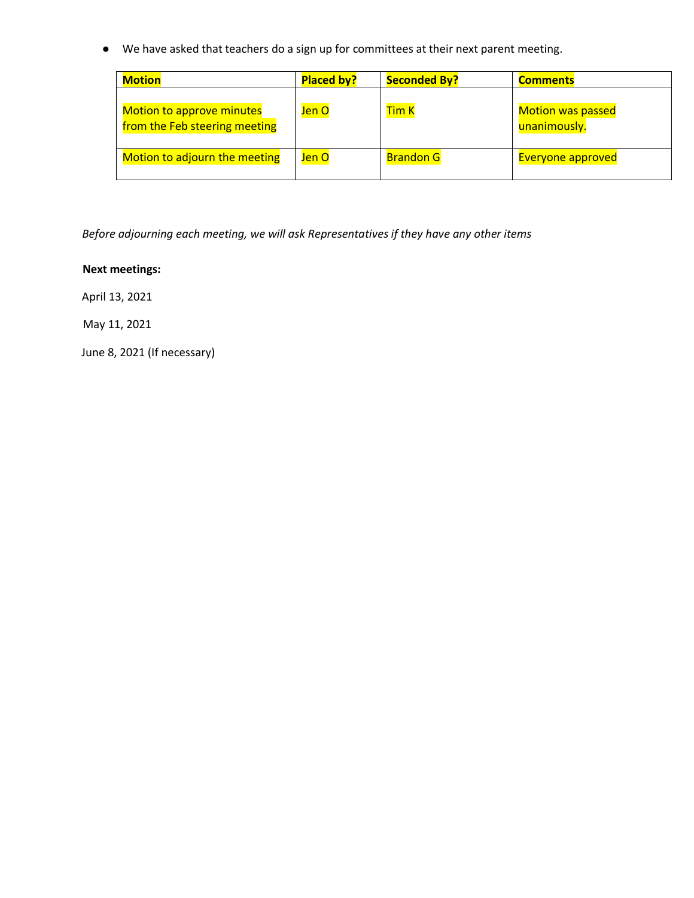- We have asked that teachers do a sign up for committees at their next parent meeting.

| **Motion** | **Placed by?** | **Seconded By?** | **Comments** |
|---|---|---|---|
| Motion to approve minutes from the Feb steering meeting | Jen O | Tim K | Motion was passed unanimously. |
| Motion to adjourn the meeting | Jen O | Brandon G | Everyone approved |

*Before adjourning each meeting, we will ask Representatives if they have any other items*

**Next meetings:**

April 13, 2021

May 11, 2021

June 8, 2021 (If necessary)